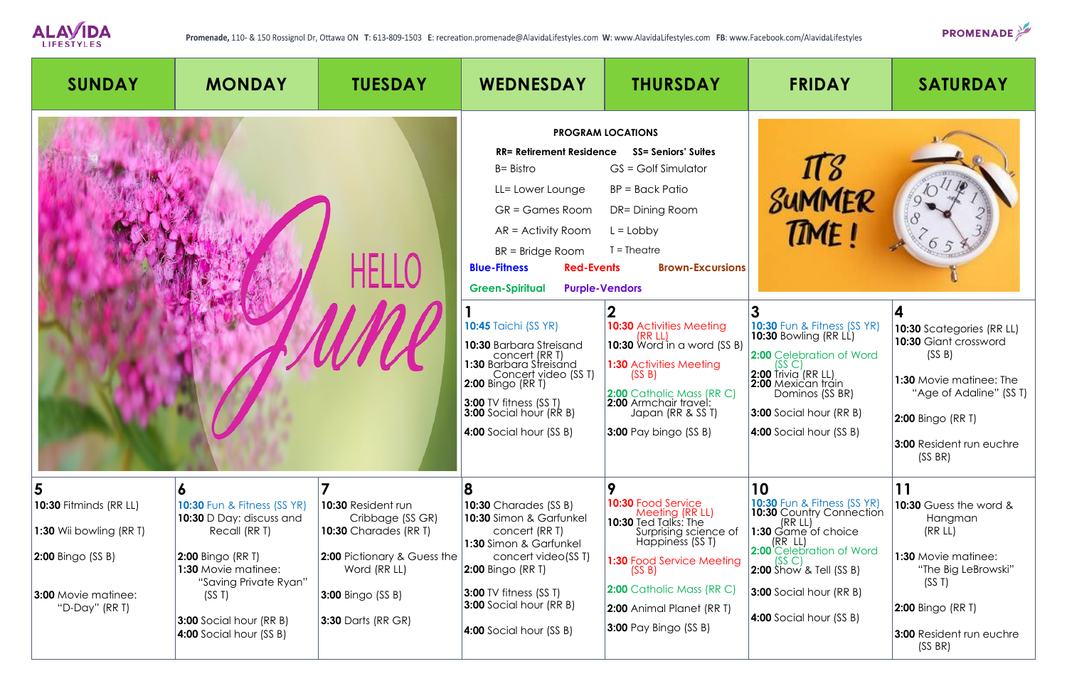ALAVIDA LIFESTYLES

Promenade, 110- & 150 Rossignol Dr, Ottawa ON **T**: 613-809-1503 **E**: recreation.promenade@AlavidaLifestyles.com **W**: www.AlavidaLifestyles.com **FB**: www.Facebook.com/AlavidaLifestyles

PROMENADE

# HELLO June

## PROGRAM LOCATIONS

**RR= Retirement Residence** **SS= Seniors' Suites**

| | |
|---|---|
| B= Bistro | GS = Golf Simulator |
| LL= Lower Lounge | BP = Back Patio |
| GR = Games Room | DR= Dining Room |
| AR = Activity Room | L = Lobby |
| BR = Bridge Room | T = Theatre |

**Blue-Fitness** **Red-Events** **Brown-Excursions** **Green-Spiritual** **Purple-Vendors**

IT'S SUMMER TIME!

| SUNDAY | MONDAY | TUESDAY | WEDNESDAY | THURSDAY | FRIDAY | SATURDAY |
|---|---|---|---|---|---|---|
| | | | **1**<br>**10:45** Taichi (SS YR)<br>**10:30** Barbara Streisand concert (RR T)<br>**1:30** Barbara Streisand Concert video (SS T)<br>**2:00** Bingo (RR T)<br>**3:00** TV fitness (SS T)<br>**3:00** Social hour (RR B)<br>**4:00** Social hour (SS B) | **2**<br>**10:30** Activities Meeting (RR LL)<br>**10:30** Word in a word (SS B)<br>**1:30** Activities Meeting (SS B)<br>**2:00** Catholic Mass (RR C)<br>**2:00** Armchair travel: Japan (RR & SS T)<br>**3:00** Pay bingo (SS B) | **3**<br>**10:30** Fun & Fitness (SS YR)<br>**10:30** Bowling (RR LL)<br>**2:00** Celebration of Word (SS C)<br>**2:00** Trivia (RR LL)<br>**2:00** Mexican train Dominos (SS BR)<br>**3:00** Social hour (RR B)<br>**4:00** Social hour (SS B) | **4**<br>**10:30** Scategories (RR LL)<br>**10:30** Giant crossword (SS B)<br>**1:30** Movie matinee: The "Age of Adaline" (SS T)<br>**2:00** Bingo (RR T)<br>**3:00** Resident run euchre (SS BR) |
| **5**<br>**10:30** Fitminds (RR LL)<br>**1:30** Wii bowling (RR T)<br>**2:00** Bingo (SS B)<br>**3:00** Movie matinee: "D-Day" (RR T) | **6**<br>**10:30** Fun & Fitness (SS YR)<br>**10:30** D Day: discuss and Recall (RR T)<br>**2:00** Bingo (RR T)<br>**1:30** Movie matinee: "Saving Private Ryan" (SS T)<br>**3:00** Social hour (RR B)<br>**4:00** Social hour (SS B) | **7**<br>**10:30** Resident run Cribbage (SS GR)<br>**10:30** Charades (RR T)<br>**2:00** Pictionary & Guess the Word (RR LL)<br>**3:00** Bingo (SS B)<br>**3:30** Darts (RR GR) | **8**<br>**10:30** Charades (SS B)<br>**10:30** Simon & Garfunkel concert (RR T)<br>**1:30** Simon & Garfunkel concert video(SS T)<br>**2:00** Bingo (RR T)<br>**3:00** TV fitness (SS T)<br>**3:00** Social hour (RR B)<br>**4:00** Social hour (SS B) | **9**<br>**10:30** Food Service Meeting (RR LL)<br>**10:30** Ted Talks: The Surprising science of Happiness (SS T)<br>**1:30** Food Service Meeting (SS B)<br>**2:00** Catholic Mass (RR C)<br>**2:00** Animal Planet (RR T)<br>**3:00** Pay Bingo (SS B) | **10**<br>**10:30** Fun & Fitness (SS YR)<br>**10:30** Country Connection (RR LL)<br>**1:30** Game of choice (RR LL)<br>**2:00** Celebration of Word (SS C)<br>**2:00** Show & Tell (SS B)<br>**3:00** Social hour (RR B)<br>**4:00** Social hour (SS B) | **11**<br>**10:30** Guess the word & Hangman (RR LL)<br>**1:30** Movie matinee: "The Big LeBrowski" (SS T)<br>**2:00** Bingo (RR T)<br>**3:00** Resident run euchre (SS BR) |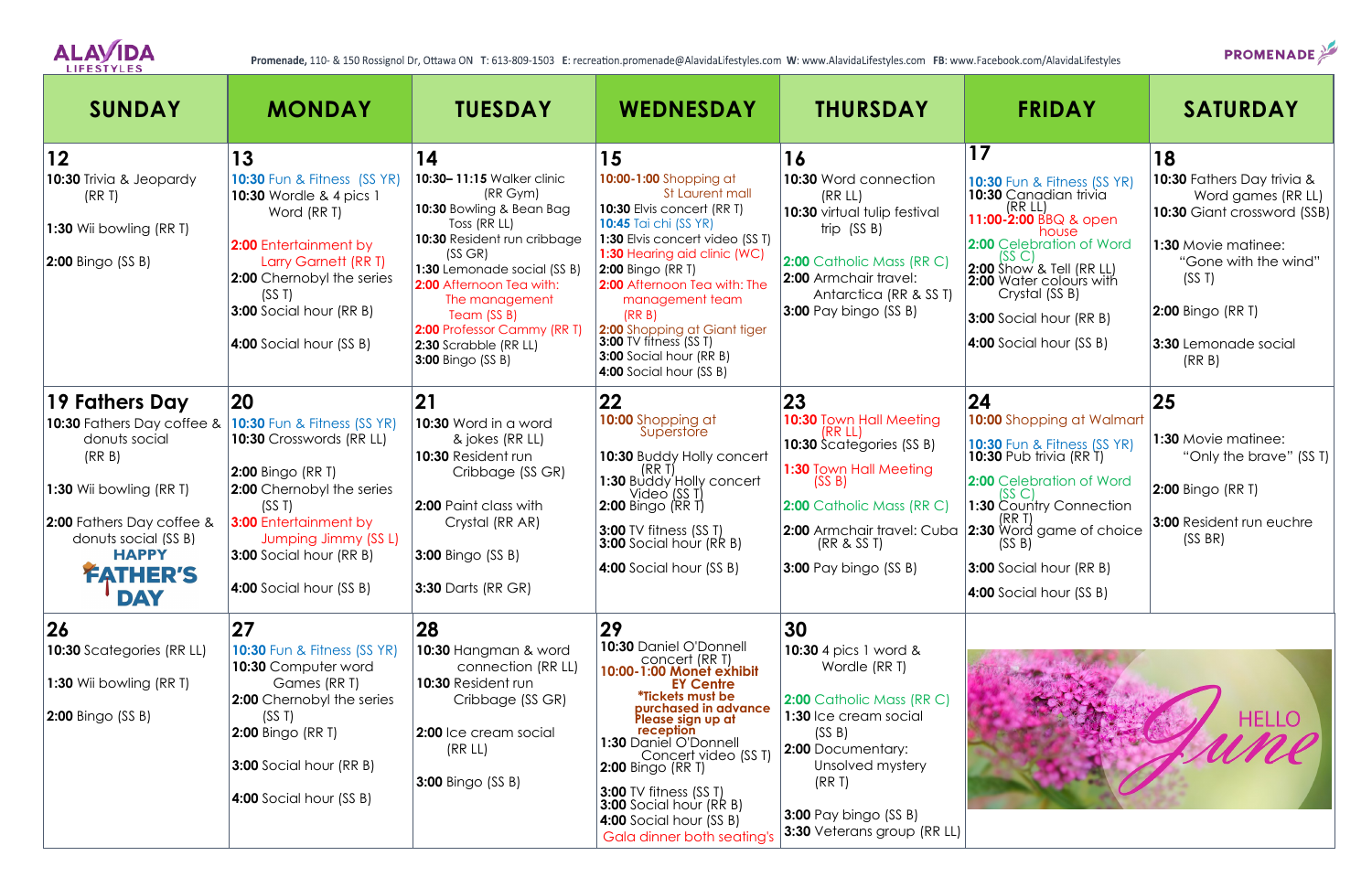**Promenade,** 110- & 150 Rossignol Dr, Ottawa ON **T:** 613-809-1503 **E:** recreation.promenade@AlavidaLifestyles.com **W:** www.AlavidaLifestyles.com **FB:** www.Facebook.com/AlavidaLifestyles

| SUNDAY | MONDAY | TUESDAY | WEDNESDAY | THURSDAY | FRIDAY | SATURDAY |
|---|---|---|---|---|---|---|
| **12**<br>**10:30** Trivia & Jeopardy (RR T)<br>**1:30** Wii bowling (RR T)<br>**2:00** Bingo (SS B) | **13**<br>**10:30** Fun & Fitness (SS YR)<br>**10:30** Wordle & 4 pics 1 Word (RR T)<br>**2:00** Entertainment by Larry Garnett (RR T)<br>**2:00** Chernobyl the series (SS T)<br>**3:00** Social hour (RR B)<br>**4:00** Social hour (SS B) | **14**<br>**10:30– 11:15** Walker clinic (RR Gym)<br>**10:30** Bowling & Bean Bag Toss (RR LL)<br>**10:30** Resident run cribbage (SS GR)<br>**1:30** Lemonade social (SS B)<br>**2:00** Afternoon Tea with: The management Team (SS B)<br>**2:00** Professor Cammy (RR T)<br>**2:30** Scrabble (RR LL)<br>**3:00** Bingo (SS B) | **15**<br>**10:00-1:00** Shopping at St Laurent mall<br>**10:30** Elvis concert (RR T)<br>**10:45** Tai chi (SS YR)<br>**1:30** Elvis concert video (SS T)<br>**1:30** Hearing aid clinic (WC)<br>**2:00** Bingo (RR T)<br>**2:00** Afternoon Tea with: The management team (RR B)<br>**2:00** Shopping at Giant tiger<br>**3:00** TV fitness (SS T)<br>**3:00** Social hour (RR B)<br>**4:00** Social hour (SS B) | **16**<br>**10:30** Word connection (RR LL)<br>**10:30** virtual tulip festival trip (SS B)<br>**2:00** Catholic Mass (RR C)<br>**2:00** Armchair travel: Antarctica (RR & SS T)<br>**3:00** Pay bingo (SS B) | **17**<br>**10:30** Fun & Fitness (SS YR)<br>**10:30** Canadian trivia (RR LL)<br>**11:00-2:00** BBQ & open house<br>**2:00** Celebration of Word (SS C)<br>**2:00** Show & Tell (RR LL)<br>**2:00** Water colours with Crystal (SS B)<br>**3:00** Social hour (RR B)<br>**4:00** Social hour (SS B) | **18**<br>**10:30** Fathers Day trivia & Word games (RR LL)<br>**10:30** Giant crossword (SSB)<br>**1:30** Movie matinee: "Gone with the wind" (SS T)<br>**2:00** Bingo (RR T)<br>**3:30** Lemonade social (RR B) |
| **19 Fathers Day**<br>**10:30** Fathers Day coffee & donuts social (RR B)<br>**1:30** Wii bowling (RR T)<br>**2:00** Fathers Day coffee & donuts social (SS B)<br>**HAPPY FATHER'S DAY** | **20**<br>**10:30** Fun & Fitness (SS YR)<br>**10:30** Crosswords (RR LL)<br>**2:00** Bingo (RR T)<br>**2:00** Chernobyl the series (SS T)<br>**3:00** Entertainment by Jumping Jimmy (SS L)<br>**3:00** Social hour (RR B)<br>**4:00** Social hour (SS B) | **21**<br>**10:30** Word in a word & jokes (RR LL)<br>**10:30** Resident run Cribbage (SS GR)<br>**2:00** Paint class with Crystal (RR AR)<br>**3:00** Bingo (SS B)<br>**3:30** Darts (RR GR) | **22**<br>**10:00** Shopping at Superstore<br>**10:30** Buddy Holly concert (RR T)<br>**1:30** Buddy Holly concert Video (SS T)<br>**2:00** Bingo (RR T)<br>**3:00** TV fitness (SS T)<br>**3:00** Social hour (RR B)<br>**4:00** Social hour (SS B) | **23**<br>**10:30** Town Hall Meeting (RR LL)<br>**10:30** Scategories (SS B)<br>**1:30** Town Hall Meeting (SS B)<br>**2:00** Catholic Mass (RR C)<br>**2:00** Armchair travel: Cuba (RR & SS T)<br>**3:00** Pay bingo (SS B) | **24**<br>**10:00** Shopping at Walmart<br>**10:30** Fun & Fitness (SS YR)<br>**10:30** Pub trivia (RR T)<br>**2:00** Celebration of Word (SS C)<br>**1:30** Country Connection (RR T)<br>**2:30** Word game of choice (SS B)<br>**3:00** Social hour (RR B)<br>**4:00** Social hour (SS B) | **25**<br>**1:30** Movie matinee: "Only the brave" (SS T)<br>**2:00** Bingo (RR T)<br>**3:00** Resident run euchre (SS BR) |
| **26**<br>**10:30** Scategories (RR LL)<br>**1:30** Wii bowling (RR T)<br>**2:00** Bingo (SS B) | **27**<br>**10:30** Fun & Fitness (SS YR)<br>**10:30** Computer word Games (RR T)<br>**2:00** Chernobyl the series (SS T)<br>**2:00** Bingo (RR T)<br>**3:00** Social hour (RR B)<br>**4:00** Social hour (SS B) | **28**<br>**10:30** Hangman & word connection (RR LL)<br>**10:30** Resident run Cribbage (SS GR)<br>**2:00** Ice cream social (RR LL)<br>**3:00** Bingo (SS B) | **29**<br>**10:30** Daniel O'Donnell concert (RR T)<br>**10:00-1:00 Monet exhibit EY Centre**<br>***Tickets must be purchased in advance Please sign up at reception**<br>**1:30** Daniel O'Donnell Concert video (SS T)<br>**2:00** Bingo (RR T)<br>**3:00** TV fitness (SS T)<br>**3:00** Social hour (RR B)<br>**4:00** Social hour (SS B)<br>Gala dinner both seating's | **30**<br>**10:30** 4 pics 1 word & Wordle (RR T)<br>**2:00** Catholic Mass (RR C)<br>**1:30** Ice cream social (SS B)<br>**2:00** Documentary: Unsolved mystery (RR T)<br>**3:00** Pay bingo (SS B)<br>**3:30** Veterans group (RR LL) | HELLO June | |